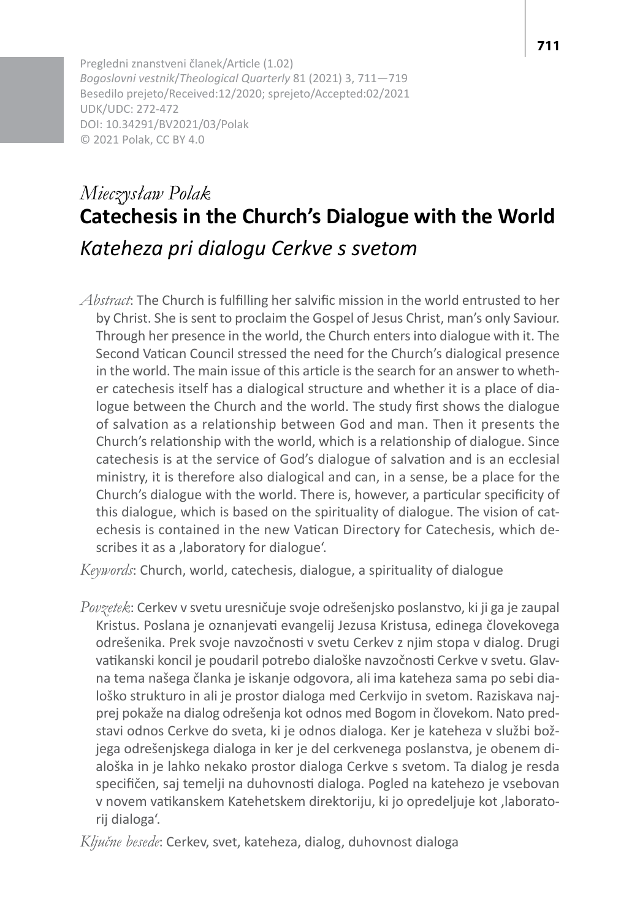Pregledni znanstveni članek/Article (1.02)
*Bogoslovni vestnik/Theological Quarterly* 81 (2021) 3, 711—719
Besedilo prejeto/Received:12/2020; sprejeto/Accepted:02/2021
UDK/UDC: 272-472
DOI: 10.34291/BV2021/03/Polak
© 2021 Polak, CC BY 4.0

*Mieczysław Polak*

# Catechesis in the Church's Dialogue with the World

## *Kateheza pri dialogu Cerkve s svetom*

*Abstract*: The Church is fulfilling her salvific mission in the world entrusted to her by Christ. She is sent to proclaim the Gospel of Jesus Christ, man's only Saviour. Through her presence in the world, the Church enters into dialogue with it. The Second Vatican Council stressed the need for the Church's dialogical presence in the world. The main issue of this article is the search for an answer to whether catechesis itself has a dialogical structure and whether it is a place of dialogue between the Church and the world. The study first shows the dialogue of salvation as a relationship between God and man. Then it presents the Church's relationship with the world, which is a relationship of dialogue. Since catechesis is at the service of God's dialogue of salvation and is an ecclesial ministry, it is therefore also dialogical and can, in a sense, be a place for the Church's dialogue with the world. There is, however, a particular specificity of this dialogue, which is based on the spirituality of dialogue. The vision of catechesis is contained in the new Vatican Directory for Catechesis, which describes it as a ,laboratory for dialogue'.

*Keywords*: Church, world, catechesis, dialogue, a spirituality of dialogue

*Povzetek*: Cerkev v svetu uresničuje svoje odrešenjsko poslanstvo, ki ji ga je zaupal Kristus. Poslana je oznanjevati evangelij Jezusa Kristusa, edinega človekovega odrešenika. Prek svoje navzočnosti v svetu Cerkev z njim stopa v dialog. Drugi vatikanski koncil je poudaril potrebo dialoške navzočnosti Cerkve v svetu. Glavna tema našega članka je iskanje odgovora, ali ima kateheza sama po sebi dialoško strukturo in ali je prostor dialoga med Cerkvijo in svetom. Raziskava najprej pokaže na dialog odrešenja kot odnos med Bogom in človekom. Nato predstavi odnos Cerkve do sveta, ki je odnos dialoga. Ker je kateheza v službi božjega odrešenjskega dialoga in ker je del cerkvenega poslanstva, je obenem dialoška in je lahko nekako prostor dialoga Cerkve s svetom. Ta dialog je resda specifičen, saj temelji na duhovnosti dialoga. Pogled na katehezo je vsebovan v novem vatikanskem Katehetskem direktoriju, ki jo opredeljuje kot ,laboratorij dialoga'.

*Ključne besede*: Cerkev, svet, kateheza, dialog, duhovnost dialoga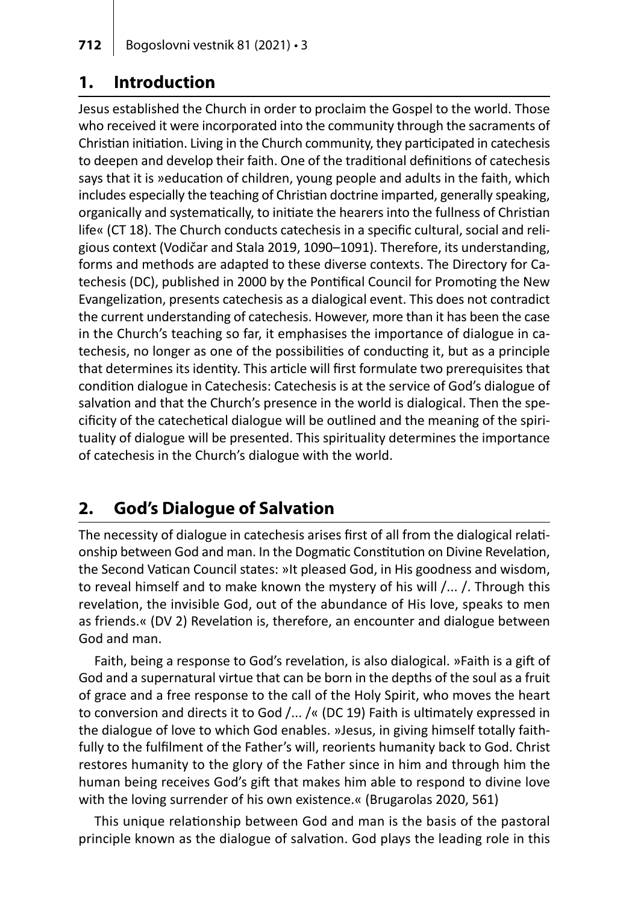## 1. Introduction

Jesus established the Church in order to proclaim the Gospel to the world. Those who received it were incorporated into the community through the sacraments of Christian initiation. Living in the Church community, they participated in catechesis to deepen and develop their faith. One of the traditional definitions of catechesis says that it is »education of children, young people and adults in the faith, which includes especially the teaching of Christian doctrine imparted, generally speaking, organically and systematically, to initiate the hearers into the fullness of Christian life« (CT 18). The Church conducts catechesis in a specific cultural, social and religious context (Vodičar and Stala 2019, 1090–1091). Therefore, its understanding, forms and methods are adapted to these diverse contexts. The Directory for Catechesis (DC), published in 2000 by the Pontifical Council for Promoting the New Evangelization, presents catechesis as a dialogical event. This does not contradict the current understanding of catechesis. However, more than it has been the case in the Church's teaching so far, it emphasises the importance of dialogue in catechesis, no longer as one of the possibilities of conducting it, but as a principle that determines its identity. This article will first formulate two prerequisites that condition dialogue in Catechesis: Catechesis is at the service of God's dialogue of salvation and that the Church's presence in the world is dialogical. Then the specificity of the catechetical dialogue will be outlined and the meaning of the spirituality of dialogue will be presented. This spirituality determines the importance of catechesis in the Church's dialogue with the world.

## 2. God's Dialogue of Salvation

The necessity of dialogue in catechesis arises first of all from the dialogical relationship between God and man. In the Dogmatic Constitution on Divine Revelation, the Second Vatican Council states: »It pleased God, in His goodness and wisdom, to reveal himself and to make known the mystery of his will /... /. Through this revelation, the invisible God, out of the abundance of His love, speaks to men as friends.« (DV 2) Revelation is, therefore, an encounter and dialogue between God and man.

Faith, being a response to God's revelation, is also dialogical. »Faith is a gift of God and a supernatural virtue that can be born in the depths of the soul as a fruit of grace and a free response to the call of the Holy Spirit, who moves the heart to conversion and directs it to God /... /« (DC 19) Faith is ultimately expressed in the dialogue of love to which God enables. »Jesus, in giving himself totally faithfully to the fulfilment of the Father's will, reorients humanity back to God. Christ restores humanity to the glory of the Father since in him and through him the human being receives God's gift that makes him able to respond to divine love with the loving surrender of his own existence.« (Brugarolas 2020, 561)

This unique relationship between God and man is the basis of the pastoral principle known as the dialogue of salvation. God plays the leading role in this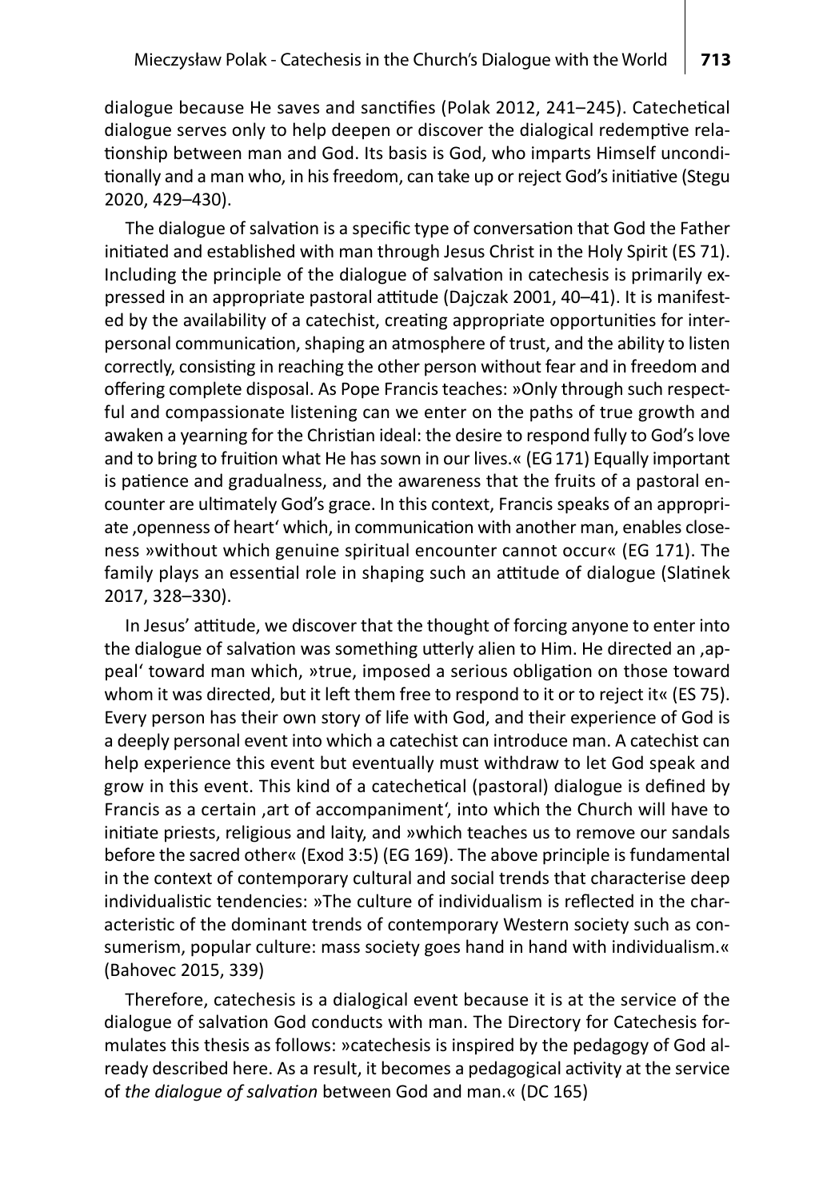dialogue because He saves and sanctifies (Polak 2012, 241–245). Catechetical dialogue serves only to help deepen or discover the dialogical redemptive relationship between man and God. Its basis is God, who imparts Himself unconditionally and a man who, in his freedom, can take up or reject God's initiative (Stegu 2020, 429–430).

The dialogue of salvation is a specific type of conversation that God the Father initiated and established with man through Jesus Christ in the Holy Spirit (ES 71). Including the principle of the dialogue of salvation in catechesis is primarily expressed in an appropriate pastoral attitude (Dajczak 2001, 40–41). It is manifested by the availability of a catechist, creating appropriate opportunities for interpersonal communication, shaping an atmosphere of trust, and the ability to listen correctly, consisting in reaching the other person without fear and in freedom and offering complete disposal. As Pope Francis teaches: »Only through such respectful and compassionate listening can we enter on the paths of true growth and awaken a yearning for the Christian ideal: the desire to respond fully to God's love and to bring to fruition what He has sown in our lives.« (EG 171) Equally important is patience and gradualness, and the awareness that the fruits of a pastoral encounter are ultimately God's grace. In this context, Francis speaks of an appropriate ‚openness of heart' which, in communication with another man, enables closeness »without which genuine spiritual encounter cannot occur« (EG 171). The family plays an essential role in shaping such an attitude of dialogue (Slatinek 2017, 328–330).

In Jesus' attitude, we discover that the thought of forcing anyone to enter into the dialogue of salvation was something utterly alien to Him. He directed an ‚appeal' toward man which, »true, imposed a serious obligation on those toward whom it was directed, but it left them free to respond to it or to reject it« (ES 75). Every person has their own story of life with God, and their experience of God is a deeply personal event into which a catechist can introduce man. A catechist can help experience this event but eventually must withdraw to let God speak and grow in this event. This kind of a catechetical (pastoral) dialogue is defined by Francis as a certain ‚art of accompaniment', into which the Church will have to initiate priests, religious and laity, and »which teaches us to remove our sandals before the sacred other« (Exod 3:5) (EG 169). The above principle is fundamental in the context of contemporary cultural and social trends that characterise deep individualistic tendencies: »The culture of individualism is reflected in the characteristic of the dominant trends of contemporary Western society such as consumerism, popular culture: mass society goes hand in hand with individualism.« (Bahovec 2015, 339)

Therefore, catechesis is a dialogical event because it is at the service of the dialogue of salvation God conducts with man. The Directory for Catechesis formulates this thesis as follows: »catechesis is inspired by the pedagogy of God already described here. As a result, it becomes a pedagogical activity at the service of *the dialogue of salvation* between God and man.« (DC 165)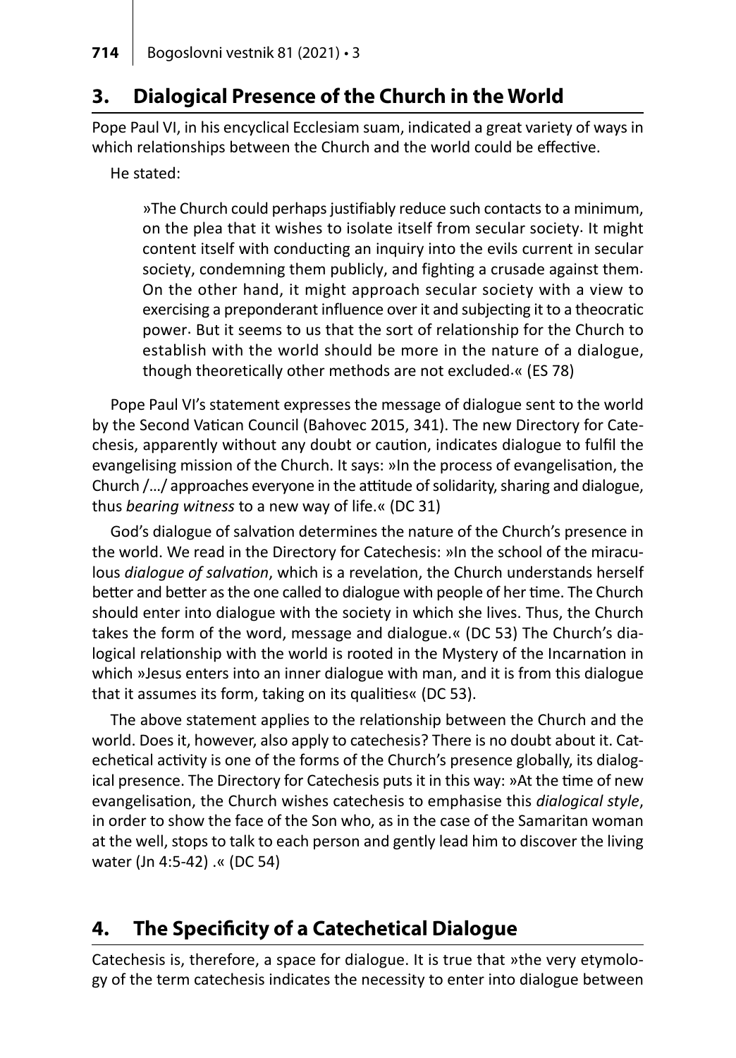## 3. Dialogical Presence of the Church in the World

Pope Paul VI, in his encyclical Ecclesiam suam, indicated a great variety of ways in which relationships between the Church and the world could be effective.

He stated:

> »The Church could perhaps justifiably reduce such contacts to a minimum, on the plea that it wishes to isolate itself from secular society. It might content itself with conducting an inquiry into the evils current in secular society, condemning them publicly, and fighting a crusade against them. On the other hand, it might approach secular society with a view to exercising a preponderant influence over it and subjecting it to a theocratic power. But it seems to us that the sort of relationship for the Church to establish with the world should be more in the nature of a dialogue, though theoretically other methods are not excluded.« (ES 78)

Pope Paul VI's statement expresses the message of dialogue sent to the world by the Second Vatican Council (Bahovec 2015, 341). The new Directory for Catechesis, apparently without any doubt or caution, indicates dialogue to fulfil the evangelising mission of the Church. It says: »In the process of evangelisation, the Church /…/ approaches everyone in the attitude of solidarity, sharing and dialogue, thus *bearing witness* to a new way of life.« (DC 31)

God's dialogue of salvation determines the nature of the Church's presence in the world. We read in the Directory for Catechesis: »In the school of the miraculous *dialogue of salvation*, which is a revelation, the Church understands herself better and better as the one called to dialogue with people of her time. The Church should enter into dialogue with the society in which she lives. Thus, the Church takes the form of the word, message and dialogue.« (DC 53) The Church's dialogical relationship with the world is rooted in the Mystery of the Incarnation in which »Jesus enters into an inner dialogue with man, and it is from this dialogue that it assumes its form, taking on its qualities« (DC 53).

The above statement applies to the relationship between the Church and the world. Does it, however, also apply to catechesis? There is no doubt about it. Catechetical activity is one of the forms of the Church's presence globally, its dialogical presence. The Directory for Catechesis puts it in this way: »At the time of new evangelisation, the Church wishes catechesis to emphasise this *dialogical style*, in order to show the face of the Son who, as in the case of the Samaritan woman at the well, stops to talk to each person and gently lead him to discover the living water (Jn 4:5-42) .« (DC 54)

## 4. The Specificity of a Catechetical Dialogue

Catechesis is, therefore, a space for dialogue. It is true that »the very etymology of the term catechesis indicates the necessity to enter into dialogue between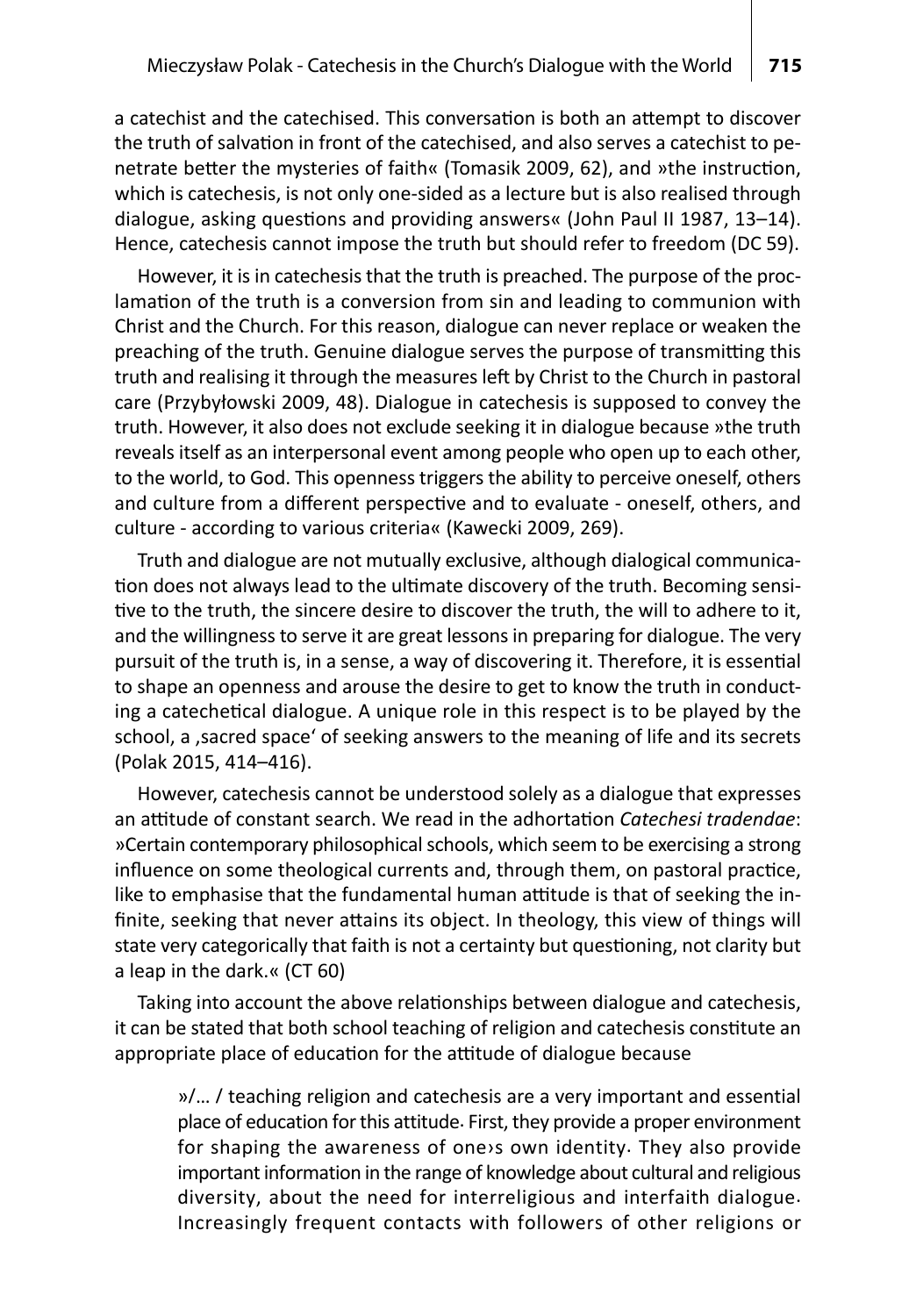a catechist and the catechised. This conversation is both an attempt to discover the truth of salvation in front of the catechised, and also serves a catechist to penetrate better the mysteries of faith« (Tomasik 2009, 62), and »the instruction, which is catechesis, is not only one-sided as a lecture but is also realised through dialogue, asking questions and providing answers« (John Paul II 1987, 13–14). Hence, catechesis cannot impose the truth but should refer to freedom (DC 59).

However, it is in catechesis that the truth is preached. The purpose of the proclamation of the truth is a conversion from sin and leading to communion with Christ and the Church. For this reason, dialogue can never replace or weaken the preaching of the truth. Genuine dialogue serves the purpose of transmitting this truth and realising it through the measures left by Christ to the Church in pastoral care (Przybyłowski 2009, 48). Dialogue in catechesis is supposed to convey the truth. However, it also does not exclude seeking it in dialogue because »the truth reveals itself as an interpersonal event among people who open up to each other, to the world, to God. This openness triggers the ability to perceive oneself, others and culture from a different perspective and to evaluate - oneself, others, and culture - according to various criteria« (Kawecki 2009, 269).

Truth and dialogue are not mutually exclusive, although dialogical communication does not always lead to the ultimate discovery of the truth. Becoming sensitive to the truth, the sincere desire to discover the truth, the will to adhere to it, and the willingness to serve it are great lessons in preparing for dialogue. The very pursuit of the truth is, in a sense, a way of discovering it. Therefore, it is essential to shape an openness and arouse the desire to get to know the truth in conducting a catechetical dialogue. A unique role in this respect is to be played by the school, a ‚sacred space' of seeking answers to the meaning of life and its secrets (Polak 2015, 414–416).

However, catechesis cannot be understood solely as a dialogue that expresses an attitude of constant search. We read in the adhortation *Catechesi tradendae*: »Certain contemporary philosophical schools, which seem to be exercising a strong influence on some theological currents and, through them, on pastoral practice, like to emphasise that the fundamental human attitude is that of seeking the infinite, seeking that never attains its object. In theology, this view of things will state very categorically that faith is not a certainty but questioning, not clarity but a leap in the dark.« (CT 60)

Taking into account the above relationships between dialogue and catechesis, it can be stated that both school teaching of religion and catechesis constitute an appropriate place of education for the attitude of dialogue because

> »/… / teaching religion and catechesis are a very important and essential place of education for this attitude. First, they provide a proper environment for shaping the awareness of one›s own identity. They also provide important information in the range of knowledge about cultural and religious diversity, about the need for interreligious and interfaith dialogue. Increasingly frequent contacts with followers of other religions or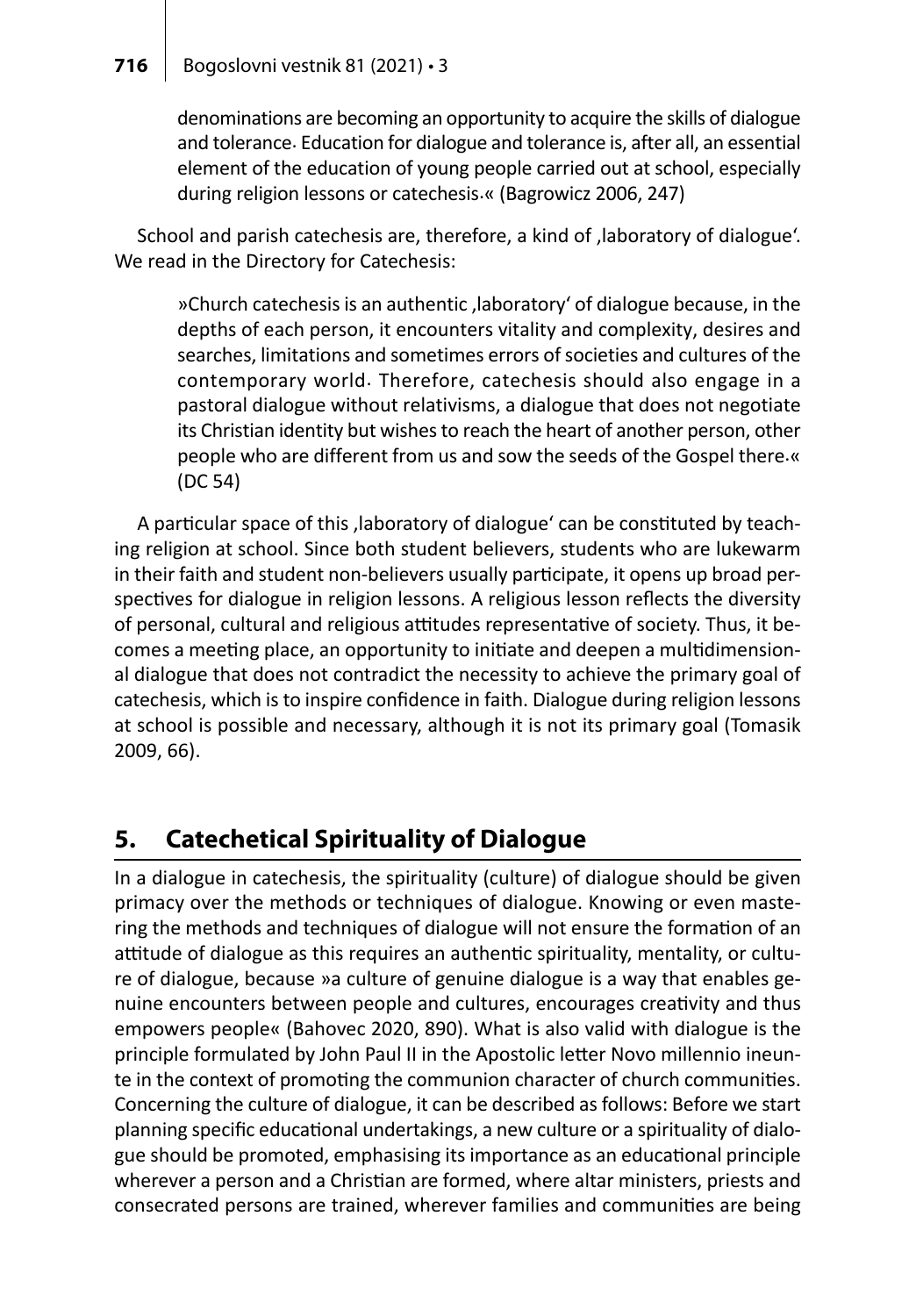denominations are becoming an opportunity to acquire the skills of dialogue and tolerance. Education for dialogue and tolerance is, after all, an essential element of the education of young people carried out at school, especially during religion lessons or catechesis.« (Bagrowicz 2006, 247)

School and parish catechesis are, therefore, a kind of ‚laboratory of dialogue'. We read in the Directory for Catechesis:

> »Church catechesis is an authentic ‚laboratory' of dialogue because, in the depths of each person, it encounters vitality and complexity, desires and searches, limitations and sometimes errors of societies and cultures of the contemporary world. Therefore, catechesis should also engage in a pastoral dialogue without relativisms, a dialogue that does not negotiate its Christian identity but wishes to reach the heart of another person, other people who are different from us and sow the seeds of the Gospel there.« (DC 54)

A particular space of this ‚laboratory of dialogue' can be constituted by teaching religion at school. Since both student believers, students who are lukewarm in their faith and student non-believers usually participate, it opens up broad perspectives for dialogue in religion lessons. A religious lesson reflects the diversity of personal, cultural and religious attitudes representative of society. Thus, it becomes a meeting place, an opportunity to initiate and deepen a multidimensional dialogue that does not contradict the necessity to achieve the primary goal of catechesis, which is to inspire confidence in faith. Dialogue during religion lessons at school is possible and necessary, although it is not its primary goal (Tomasik 2009, 66).

## 5. Catechetical Spirituality of Dialogue

In a dialogue in catechesis, the spirituality (culture) of dialogue should be given primacy over the methods or techniques of dialogue. Knowing or even mastering the methods and techniques of dialogue will not ensure the formation of an attitude of dialogue as this requires an authentic spirituality, mentality, or culture of dialogue, because »a culture of genuine dialogue is a way that enables genuine encounters between people and cultures, encourages creativity and thus empowers people« (Bahovec 2020, 890). What is also valid with dialogue is the principle formulated by John Paul II in the Apostolic letter Novo millennio ineunte in the context of promoting the communion character of church communities. Concerning the culture of dialogue, it can be described as follows: Before we start planning specific educational undertakings, a new culture or a spirituality of dialogue should be promoted, emphasising its importance as an educational principle wherever a person and a Christian are formed, where altar ministers, priests and consecrated persons are trained, wherever families and communities are being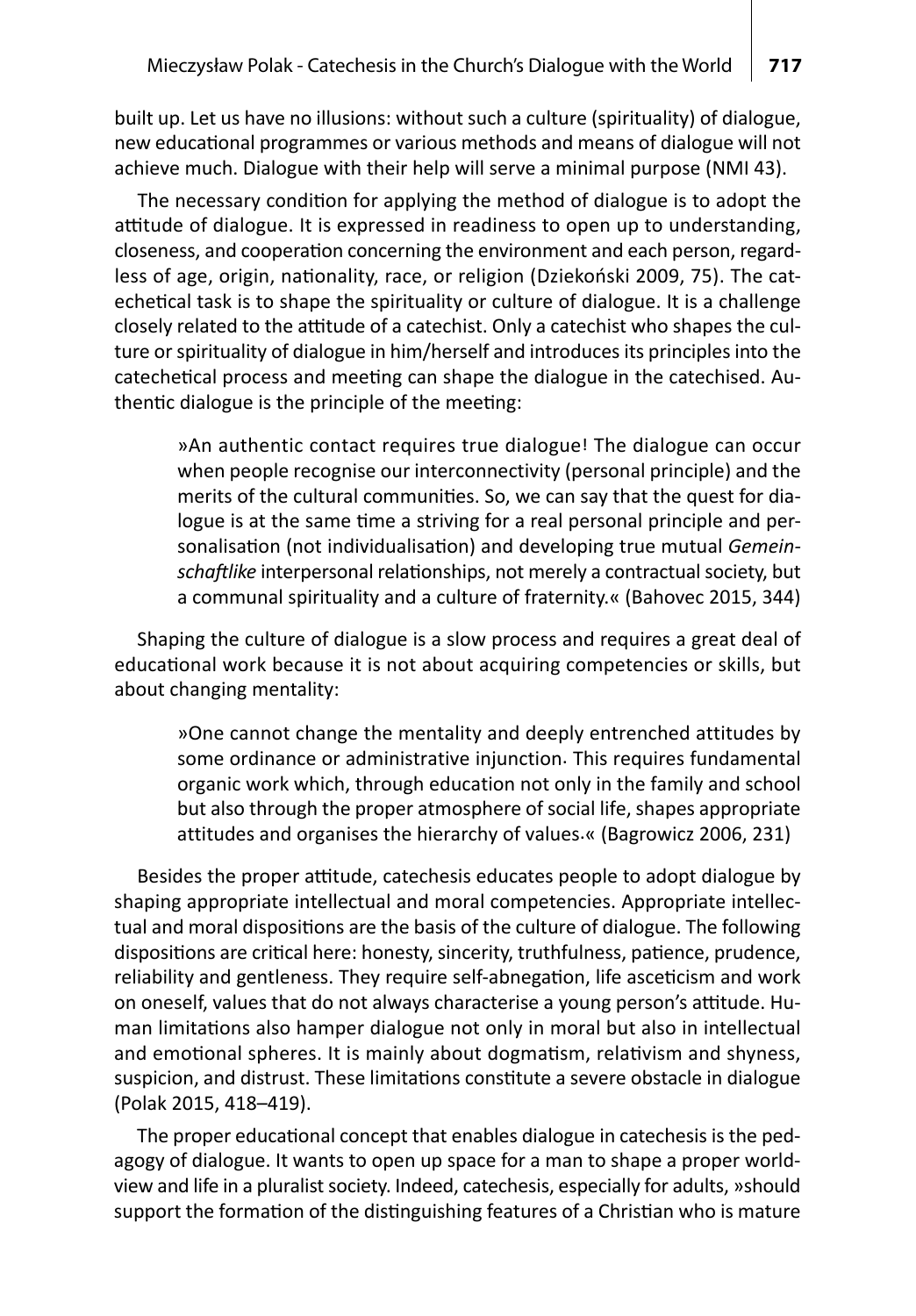built up. Let us have no illusions: without such a culture (spirituality) of dialogue, new educational programmes or various methods and means of dialogue will not achieve much. Dialogue with their help will serve a minimal purpose (NMI 43).

The necessary condition for applying the method of dialogue is to adopt the attitude of dialogue. It is expressed in readiness to open up to understanding, closeness, and cooperation concerning the environment and each person, regardless of age, origin, nationality, race, or religion (Dziekoński 2009, 75). The catechetical task is to shape the spirituality or culture of dialogue. It is a challenge closely related to the attitude of a catechist. Only a catechist who shapes the culture or spirituality of dialogue in him/herself and introduces its principles into the catechetical process and meeting can shape the dialogue in the catechised. Authentic dialogue is the principle of the meeting:

> »An authentic contact requires true dialogue! The dialogue can occur when people recognise our interconnectivity (personal principle) and the merits of the cultural communities. So, we can say that the quest for dialogue is at the same time a striving for a real personal principle and personalisation (not individualisation) and developing true mutual *Gemeinschaftlike* interpersonal relationships, not merely a contractual society, but a communal spirituality and a culture of fraternity.« (Bahovec 2015, 344)

Shaping the culture of dialogue is a slow process and requires a great deal of educational work because it is not about acquiring competencies or skills, but about changing mentality:

> »One cannot change the mentality and deeply entrenched attitudes by some ordinance or administrative injunction. This requires fundamental organic work which, through education not only in the family and school but also through the proper atmosphere of social life, shapes appropriate attitudes and organises the hierarchy of values.« (Bagrowicz 2006, 231)

Besides the proper attitude, catechesis educates people to adopt dialogue by shaping appropriate intellectual and moral competencies. Appropriate intellectual and moral dispositions are the basis of the culture of dialogue. The following dispositions are critical here: honesty, sincerity, truthfulness, patience, prudence, reliability and gentleness. They require self-abnegation, life asceticism and work on oneself, values that do not always characterise a young person's attitude. Human limitations also hamper dialogue not only in moral but also in intellectual and emotional spheres. It is mainly about dogmatism, relativism and shyness, suspicion, and distrust. These limitations constitute a severe obstacle in dialogue (Polak 2015, 418–419).

The proper educational concept that enables dialogue in catechesis is the pedagogy of dialogue. It wants to open up space for a man to shape a proper worldview and life in a pluralist society. Indeed, catechesis, especially for adults, »should support the formation of the distinguishing features of a Christian who is mature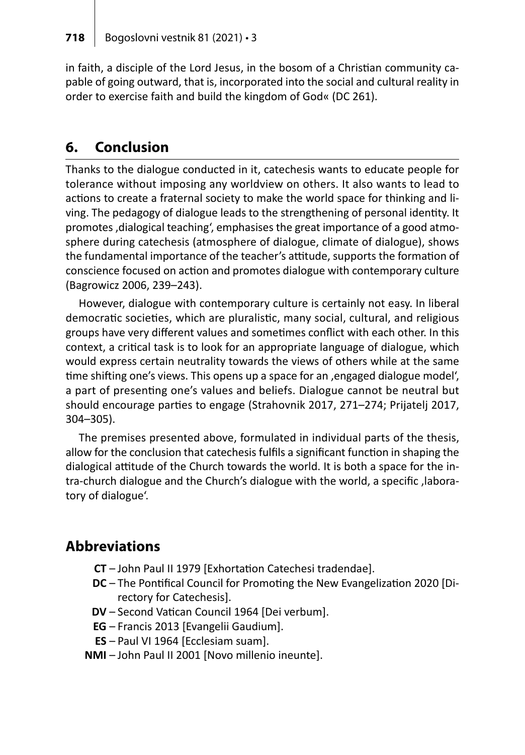in faith, a disciple of the Lord Jesus, in the bosom of a Christian community capable of going outward, that is, incorporated into the social and cultural reality in order to exercise faith and build the kingdom of God« (DC 261).

## 6. Conclusion

Thanks to the dialogue conducted in it, catechesis wants to educate people for tolerance without imposing any worldview on others. It also wants to lead to actions to create a fraternal society to make the world space for thinking and living. The pedagogy of dialogue leads to the strengthening of personal identity. It promotes ,dialogical teaching', emphasises the great importance of a good atmosphere during catechesis (atmosphere of dialogue, climate of dialogue), shows the fundamental importance of the teacher's attitude, supports the formation of conscience focused on action and promotes dialogue with contemporary culture (Bagrowicz 2006, 239–243).

However, dialogue with contemporary culture is certainly not easy. In liberal democratic societies, which are pluralistic, many social, cultural, and religious groups have very different values and sometimes conflict with each other. In this context, a critical task is to look for an appropriate language of dialogue, which would express certain neutrality towards the views of others while at the same time shifting one's views. This opens up a space for an ,engaged dialogue model', a part of presenting one's values and beliefs. Dialogue cannot be neutral but should encourage parties to engage (Strahovnik 2017, 271–274; Prijatelj 2017, 304–305).

The premises presented above, formulated in individual parts of the thesis, allow for the conclusion that catechesis fulfils a significant function in shaping the dialogical attitude of the Church towards the world. It is both a space for the intra-church dialogue and the Church's dialogue with the world, a specific ,laboratory of dialogue'.

## Abbreviations

**CT** – John Paul II 1979 [Exhortation Catechesi tradendae].
**DC** – The Pontifical Council for Promoting the New Evangelization 2020 [Directory for Catechesis].
**DV** – Second Vatican Council 1964 [Dei verbum].
**EG** – Francis 2013 [Evangelii Gaudium].
**ES** – Paul VI 1964 [Ecclesiam suam].
**NMI** – John Paul II 2001 [Novo millenio ineunte].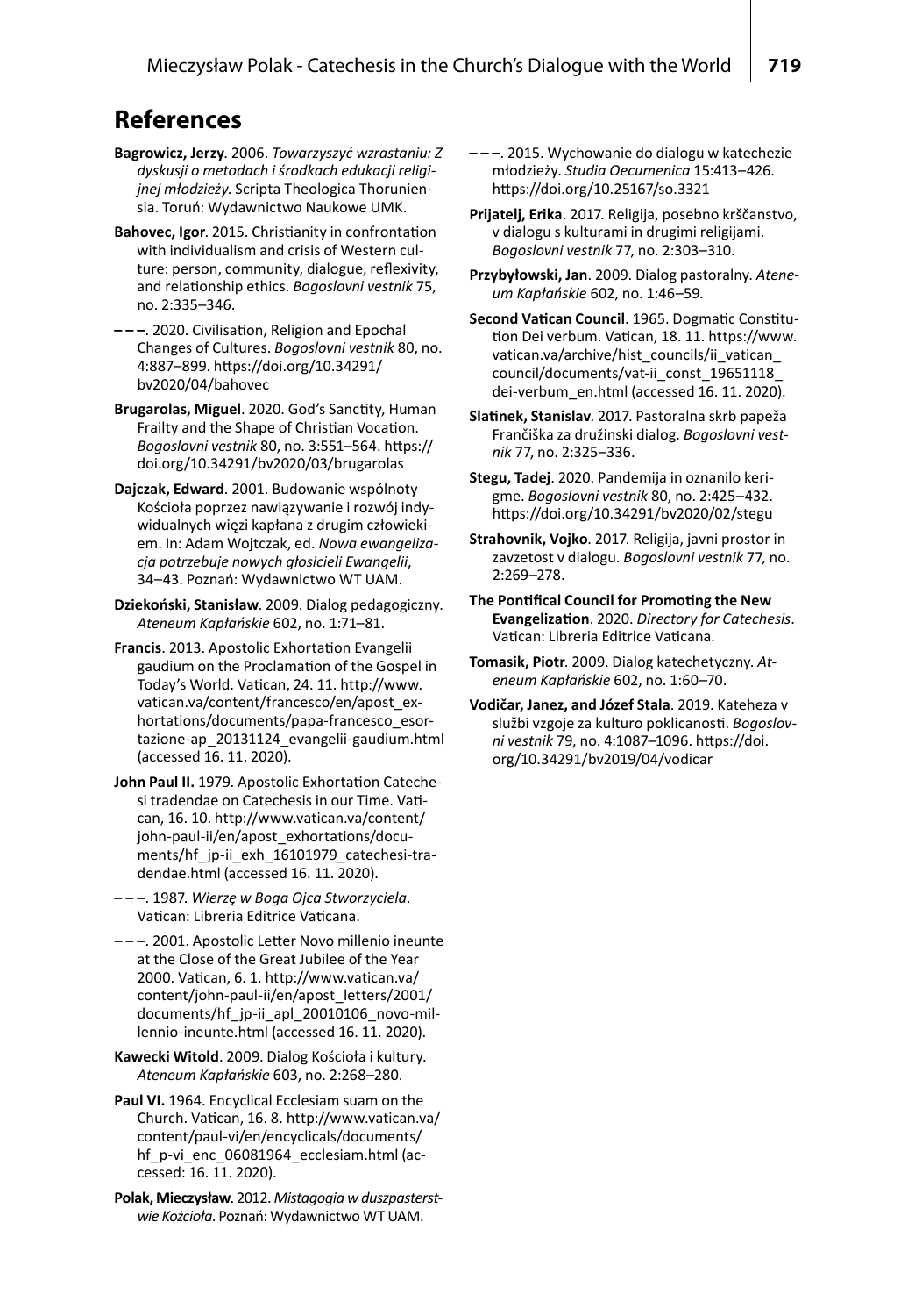## References

**Bagrowicz, Jerzy**. 2006. *Towarzyszyć wzrastaniu: Z dyskusji o metodach i środkach edukacji religijnej młodzieży*. Scripta Theologica Thoruniensia. Toruń: Wydawnictwo Naukowe UMK.

**Bahovec, Igor**. 2015. Christianity in confrontation with individualism and crisis of Western culture: person, community, dialogue, reflexivity, and relationship ethics. *Bogoslovni vestnik* 75, no. 2:335–346.

**– – –**. 2020. Civilisation, Religion and Epochal Changes of Cultures. *Bogoslovni vestnik* 80, no. 4:887–899. https://doi.org/10.34291/bv2020/04/bahovec

**Brugarolas, Miguel**. 2020. God's Sanctity, Human Frailty and the Shape of Christian Vocation. *Bogoslovni vestnik* 80, no. 3:551–564. https://doi.org/10.34291/bv2020/03/brugarolas

**Dajczak, Edward**. 2001. Budowanie wspólnoty Kościoła poprzez nawiązywanie i rozwój indywidualnych więzi kapłana z drugim człowiekiem. In: Adam Wojtczak, ed. *Nowa ewangelizacja potrzebuje nowych głosicieli Ewangelii*, 34–43. Poznań: Wydawnictwo WT UAM.

**Dziekoński, Stanisław**. 2009. Dialog pedagogiczny. *Ateneum Kapłańskie* 602, no. 1:71–81.

**Francis**. 2013. Apostolic Exhortation Evangelii gaudium on the Proclamation of the Gospel in Today's World. Vatican, 24. 11. http://www.vatican.va/content/francesco/en/apost_exhortations/documents/papa-francesco_esortazione-ap_20131124_evangelii-gaudium.html (accessed 16. 11. 2020).

**John Paul II.** 1979. Apostolic Exhortation Catechesi tradendae on Catechesis in our Time. Vatican, 16. 10. http://www.vatican.va/content/john-paul-ii/en/apost_exhortations/documents/hf_jp-ii_exh_16101979_catechesi-tradendae.html (accessed 16. 11. 2020).

**– – –**. 1987. *Wierzę w Boga Ojca Stworzyciela*. Vatican: Libreria Editrice Vaticana.

**– – –**. 2001. Apostolic Letter Novo millenio ineunte at the Close of the Great Jubilee of the Year 2000. Vatican, 6. 1. http://www.vatican.va/content/john-paul-ii/en/apost_letters/2001/documents/hf_jp-ii_apl_20010106_novo-millennio-ineunte.html (accessed 16. 11. 2020).

**Kawecki Witold**. 2009. Dialog Kościoła i kultury. *Ateneum Kapłańskie* 603, no. 2:268–280.

**Paul VI.** 1964. Encyclical Ecclesiam suam on the Church. Vatican, 16. 8. http://www.vatican.va/content/paul-vi/en/encyclicals/documents/hf_p-vi_enc_06081964_ecclesiam.html (accessed: 16. 11. 2020).

**Polak, Mieczysław**. 2012. *Mistagogia w duszpasterstwie Kożcioła*. Poznań: Wydawnictwo WT UAM.

**– – –**. 2015. Wychowanie do dialogu w katechezie młodzieży. *Studia Oecumenica* 15:413–426. https://doi.org/10.25167/so.3321

**Prijatelj, Erika**. 2017. Religija, posebno krščanstvo, v dialogu s kulturami in drugimi religijami. *Bogoslovni vestnik* 77, no. 2:303–310.

**Przybyłowski, Jan**. 2009. Dialog pastoralny. *Ateneum Kapłańskie* 602, no. 1:46–59.

**Second Vatican Council**. 1965. Dogmatic Constitution Dei verbum. Vatican, 18. 11. https://www.vatican.va/archive/hist_councils/ii_vatican_council/documents/vat-ii_const_19651118_dei-verbum_en.html (accessed 16. 11. 2020).

**Slatinek, Stanislav**. 2017. Pastoralna skrb papeža Frančiška za družinski dialog. *Bogoslovni vestnik* 77, no. 2:325–336.

**Stegu, Tadej**. 2020. Pandemija in oznanilo kerigme. *Bogoslovni vestnik* 80, no. 2:425–432. https://doi.org/10.34291/bv2020/02/stegu

**Strahovnik, Vojko**. 2017. Religija, javni prostor in zavzetost v dialogu. *Bogoslovni vestnik* 77, no. 2:269–278.

**The Pontifical Council for Promoting the New Evangelization**. 2020. *Directory for Catechesis*. Vatican: Libreria Editrice Vaticana.

**Tomasik, Piotr**. 2009. Dialog katechetyczny. *Ateneum Kapłańskie* 602, no. 1:60–70.

**Vodičar, Janez, and Józef Stala**. 2019. Kateheza v službi vzgoje za kulturo poklicanosti. *Bogoslovni vestnik* 79, no. 4:1087–1096. https://doi.org/10.34291/bv2019/04/vodicar